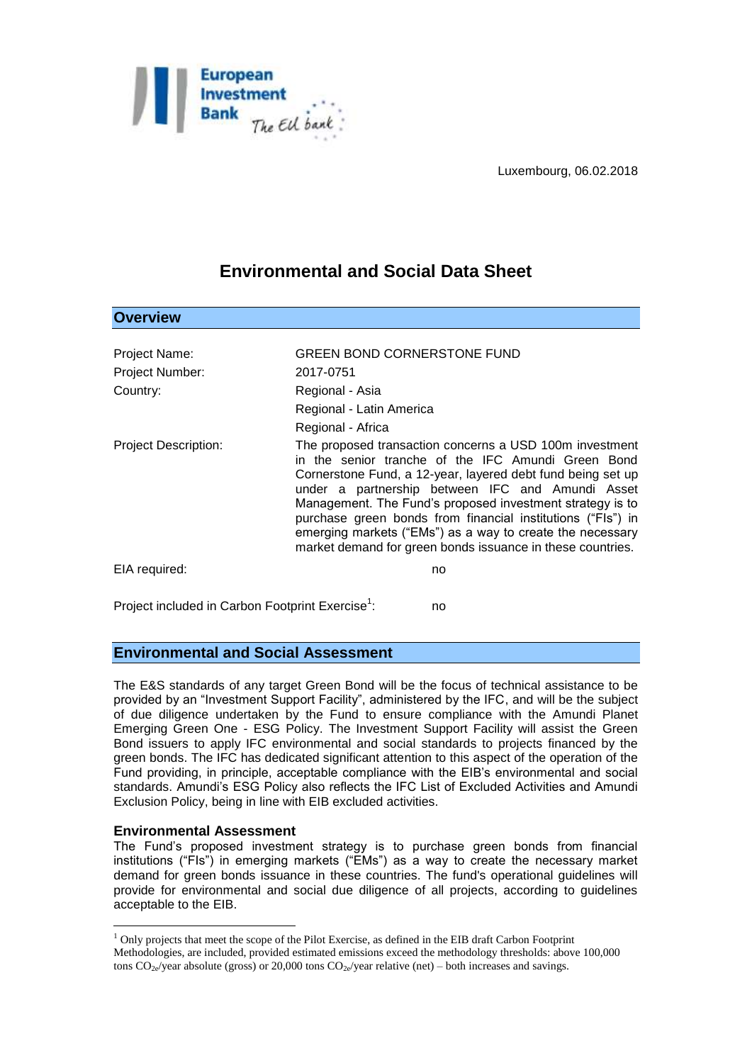Luxembourg, 06.02.2018

# Environmental and Social Data Sheet

## Overview

| | |
|---|---|
| Project Name: | GREEN BOND CORNERSTONE FUND |
| Project Number: | 2017-0751 |
| Country: | Regional - Asia<br>Regional - Latin America<br>Regional - Africa |
| Project Description: | The proposed transaction concerns a USD 100m investment in the senior tranche of the IFC Amundi Green Bond Cornerstone Fund, a 12-year, layered debt fund being set up under a partnership between IFC and Amundi Asset Management. The Fund's proposed investment strategy is to purchase green bonds from financial institutions ("FIs") in emerging markets ("EMs") as a way to create the necessary market demand for green bonds issuance in these countries. |
| EIA required: | no |
| Project included in Carbon Footprint Exercise[1]: | no |

## Environmental and Social Assessment

The E&S standards of any target Green Bond will be the focus of technical assistance to be provided by an "Investment Support Facility", administered by the IFC, and will be the subject of due diligence undertaken by the Fund to ensure compliance with the Amundi Planet Emerging Green One - ESG Policy. The Investment Support Facility will assist the Green Bond issuers to apply IFC environmental and social standards to projects financed by the green bonds. The IFC has dedicated significant attention to this aspect of the operation of the Fund providing, in principle, acceptable compliance with the EIB's environmental and social standards. Amundi's ESG Policy also reflects the IFC List of Excluded Activities and Amundi Exclusion Policy, being in line with EIB excluded activities.

### Environmental Assessment

The Fund's proposed investment strategy is to purchase green bonds from financial institutions ("FIs") in emerging markets ("EMs") as a way to create the necessary market demand for green bonds issuance in these countries. The fund's operational guidelines will provide for environmental and social due diligence of all projects, according to guidelines acceptable to the EIB.

[1] Only projects that meet the scope of the Pilot Exercise, as defined in the EIB draft Carbon Footprint Methodologies, are included, provided estimated emissions exceed the methodology thresholds: above 100,000 tons $CO_{2e}$/year absolute (gross) or 20,000 tons $CO_{2e}$/year relative (net) – both increases and savings.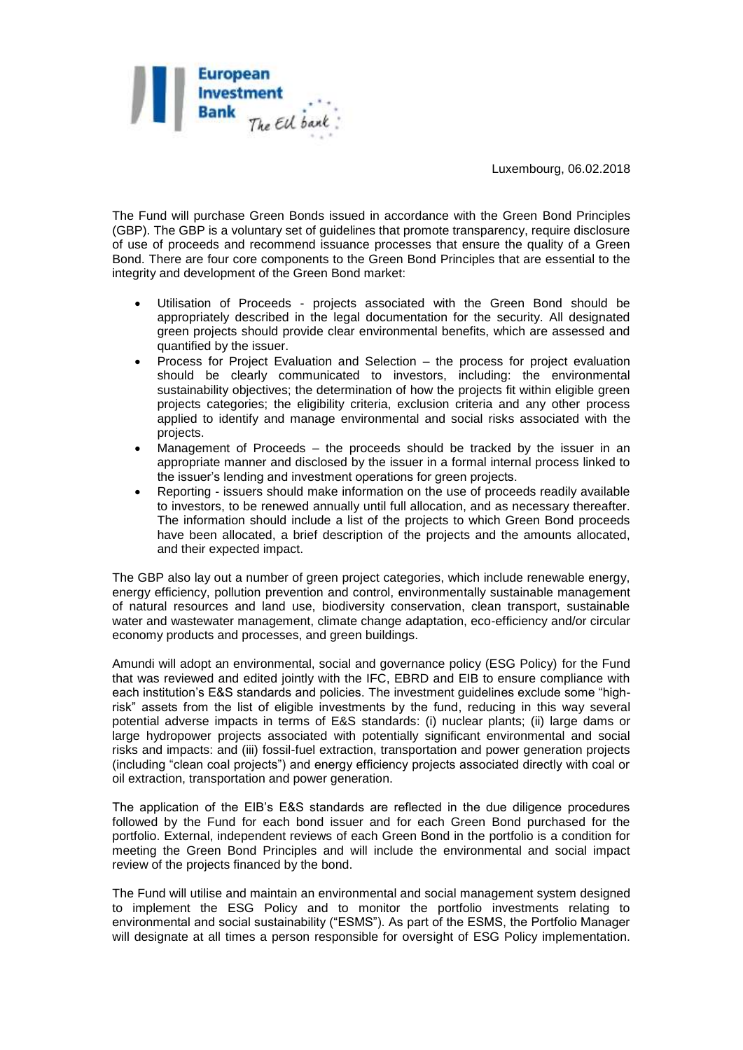Luxembourg, 06.02.2018

The Fund will purchase Green Bonds issued in accordance with the Green Bond Principles (GBP). The GBP is a voluntary set of guidelines that promote transparency, require disclosure of use of proceeds and recommend issuance processes that ensure the quality of a Green Bond. There are four core components to the Green Bond Principles that are essential to the integrity and development of the Green Bond market:

- Utilisation of Proceeds - projects associated with the Green Bond should be appropriately described in the legal documentation for the security. All designated green projects should provide clear environmental benefits, which are assessed and quantified by the issuer.
- Process for Project Evaluation and Selection – the process for project evaluation should be clearly communicated to investors, including: the environmental sustainability objectives; the determination of how the projects fit within eligible green projects categories; the eligibility criteria, exclusion criteria and any other process applied to identify and manage environmental and social risks associated with the projects.
- Management of Proceeds – the proceeds should be tracked by the issuer in an appropriate manner and disclosed by the issuer in a formal internal process linked to the issuer's lending and investment operations for green projects.
- Reporting - issuers should make information on the use of proceeds readily available to investors, to be renewed annually until full allocation, and as necessary thereafter. The information should include a list of the projects to which Green Bond proceeds have been allocated, a brief description of the projects and the amounts allocated, and their expected impact.

The GBP also lay out a number of green project categories, which include renewable energy, energy efficiency, pollution prevention and control, environmentally sustainable management of natural resources and land use, biodiversity conservation, clean transport, sustainable water and wastewater management, climate change adaptation, eco-efficiency and/or circular economy products and processes, and green buildings.

Amundi will adopt an environmental, social and governance policy (ESG Policy) for the Fund that was reviewed and edited jointly with the IFC, EBRD and EIB to ensure compliance with each institution's E&S standards and policies. The investment guidelines exclude some "high-risk" assets from the list of eligible investments by the fund, reducing in this way several potential adverse impacts in terms of E&S standards: (i) nuclear plants; (ii) large dams or large hydropower projects associated with potentially significant environmental and social risks and impacts: and (iii) fossil-fuel extraction, transportation and power generation projects (including "clean coal projects") and energy efficiency projects associated directly with coal or oil extraction, transportation and power generation.

The application of the EIB's E&S standards are reflected in the due diligence procedures followed by the Fund for each bond issuer and for each Green Bond purchased for the portfolio. External, independent reviews of each Green Bond in the portfolio is a condition for meeting the Green Bond Principles and will include the environmental and social impact review of the projects financed by the bond.

The Fund will utilise and maintain an environmental and social management system designed to implement the ESG Policy and to monitor the portfolio investments relating to environmental and social sustainability ("ESMS"). As part of the ESMS, the Portfolio Manager will designate at all times a person responsible for oversight of ESG Policy implementation.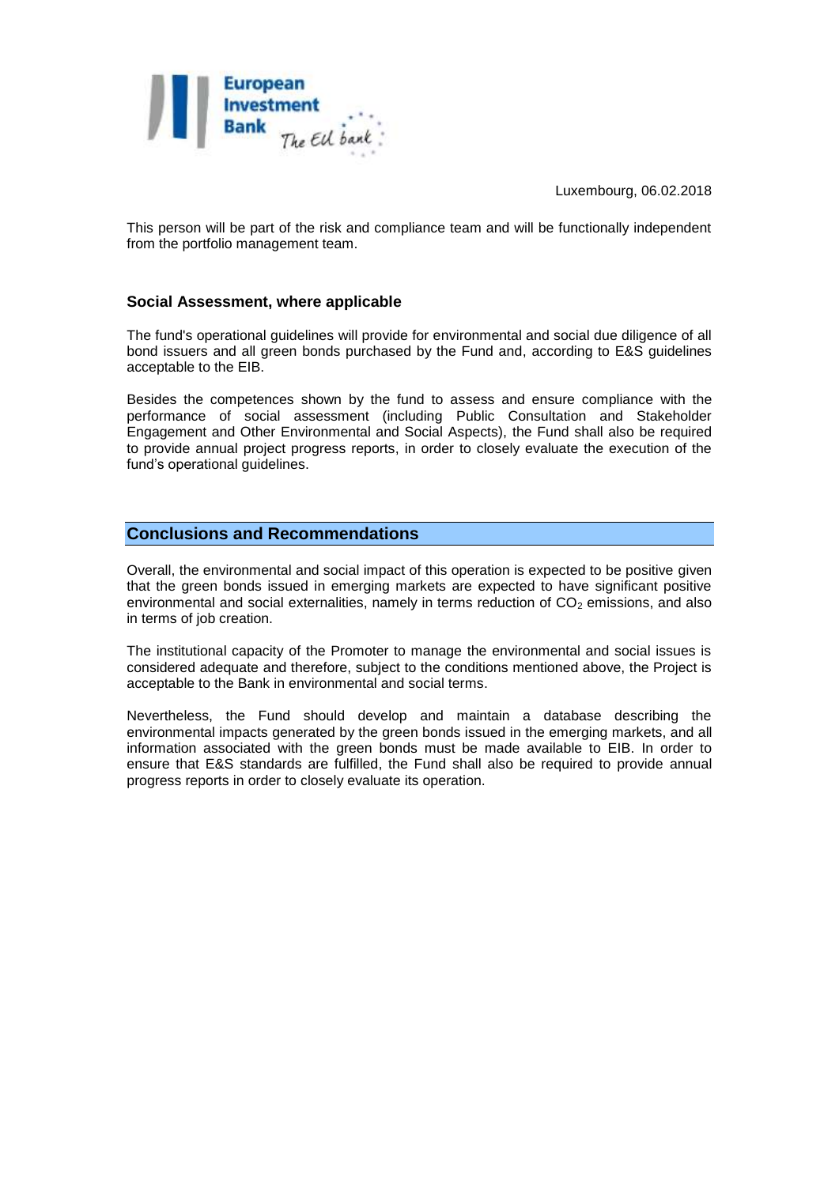Luxembourg, 06.02.2018

This person will be part of the risk and compliance team and will be functionally independent from the portfolio management team.

### Social Assessment, where applicable

The fund's operational guidelines will provide for environmental and social due diligence of all bond issuers and all green bonds purchased by the Fund and, according to E&S guidelines acceptable to the EIB.

Besides the competences shown by the fund to assess and ensure compliance with the performance of social assessment (including Public Consultation and Stakeholder Engagement and Other Environmental and Social Aspects), the Fund shall also be required to provide annual project progress reports, in order to closely evaluate the execution of the fund's operational guidelines.

## Conclusions and Recommendations

Overall, the environmental and social impact of this operation is expected to be positive given that the green bonds issued in emerging markets are expected to have significant positive environmental and social externalities, namely in terms reduction of $CO_2$ emissions, and also in terms of job creation.

The institutional capacity of the Promoter to manage the environmental and social issues is considered adequate and therefore, subject to the conditions mentioned above, the Project is acceptable to the Bank in environmental and social terms.

Nevertheless, the Fund should develop and maintain a database describing the environmental impacts generated by the green bonds issued in the emerging markets, and all information associated with the green bonds must be made available to EIB. In order to ensure that E&S standards are fulfilled, the Fund shall also be required to provide annual progress reports in order to closely evaluate its operation.